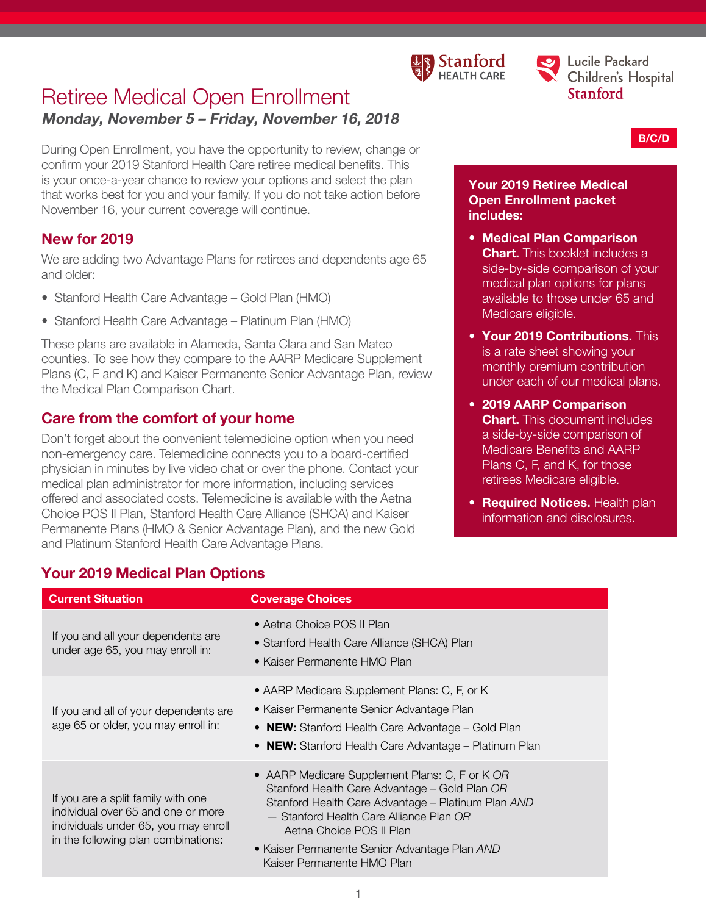Stanford HEALTH CARE

Lucile Packard Children's Hospital Stanford

B/C/D

# Retiree Medical Open Enrollment

***Monday, November 5 – Friday, November 16, 2018***

During Open Enrollment, you have the opportunity to review, change or confirm your 2019 Stanford Health Care retiree medical benefits. This is your once-a-year chance to review your options and select the plan that works best for you and your family. If you do not take action before November 16, your current coverage will continue.

## New for 2019

We are adding two Advantage Plans for retirees and dependents age 65 and older:

- Stanford Health Care Advantage – Gold Plan (HMO)
- Stanford Health Care Advantage – Platinum Plan (HMO)

These plans are available in Alameda, Santa Clara and San Mateo counties. To see how they compare to the AARP Medicare Supplement Plans (C, F and K) and Kaiser Permanente Senior Advantage Plan, review the Medical Plan Comparison Chart.

## Care from the comfort of your home

Don't forget about the convenient telemedicine option when you need non-emergency care. Telemedicine connects you to a board-certified physician in minutes by live video chat or over the phone. Contact your medical plan administrator for more information, including services offered and associated costs. Telemedicine is available with the Aetna Choice POS II Plan, Stanford Health Care Alliance (SHCA) and Kaiser Permanente Plans (HMO & Senior Advantage Plan), and the new Gold and Platinum Stanford Health Care Advantage Plans.

**Your 2019 Retiree Medical Open Enrollment packet includes:**

- **Medical Plan Comparison Chart.** This booklet includes a side-by-side comparison of your medical plan options for plans available to those under 65 and Medicare eligible.
- **Your 2019 Contributions.** This is a rate sheet showing your monthly premium contribution under each of our medical plans.
- **2019 AARP Comparison Chart.** This document includes a side-by-side comparison of Medicare Benefits and AARP Plans C, F, and K, for those retirees Medicare eligible.
- **Required Notices.** Health plan information and disclosures.

## Your 2019 Medical Plan Options

| Current Situation | Coverage Choices |
| --- | --- |
| If you and all your dependents are under age 65, you may enroll in: | • Aetna Choice POS II Plan<br>• Stanford Health Care Alliance (SHCA) Plan<br>• Kaiser Permanente HMO Plan |
| If you and all of your dependents are age 65 or older, you may enroll in: | • AARP Medicare Supplement Plans: C, F, or K<br>• Kaiser Permanente Senior Advantage Plan<br>• **NEW:** Stanford Health Care Advantage – Gold Plan<br>• **NEW:** Stanford Health Care Advantage – Platinum Plan |
| If you are a split family with one individual over 65 and one or more individuals under 65, you may enroll in the following plan combinations: | • AARP Medicare Supplement Plans: C, F or K *OR* Stanford Health Care Advantage – Gold Plan *OR* Stanford Health Care Advantage – Platinum Plan *AND*<br>— Stanford Health Care Alliance Plan *OR* Aetna Choice POS II Plan<br>• Kaiser Permanente Senior Advantage Plan *AND* Kaiser Permanente HMO Plan |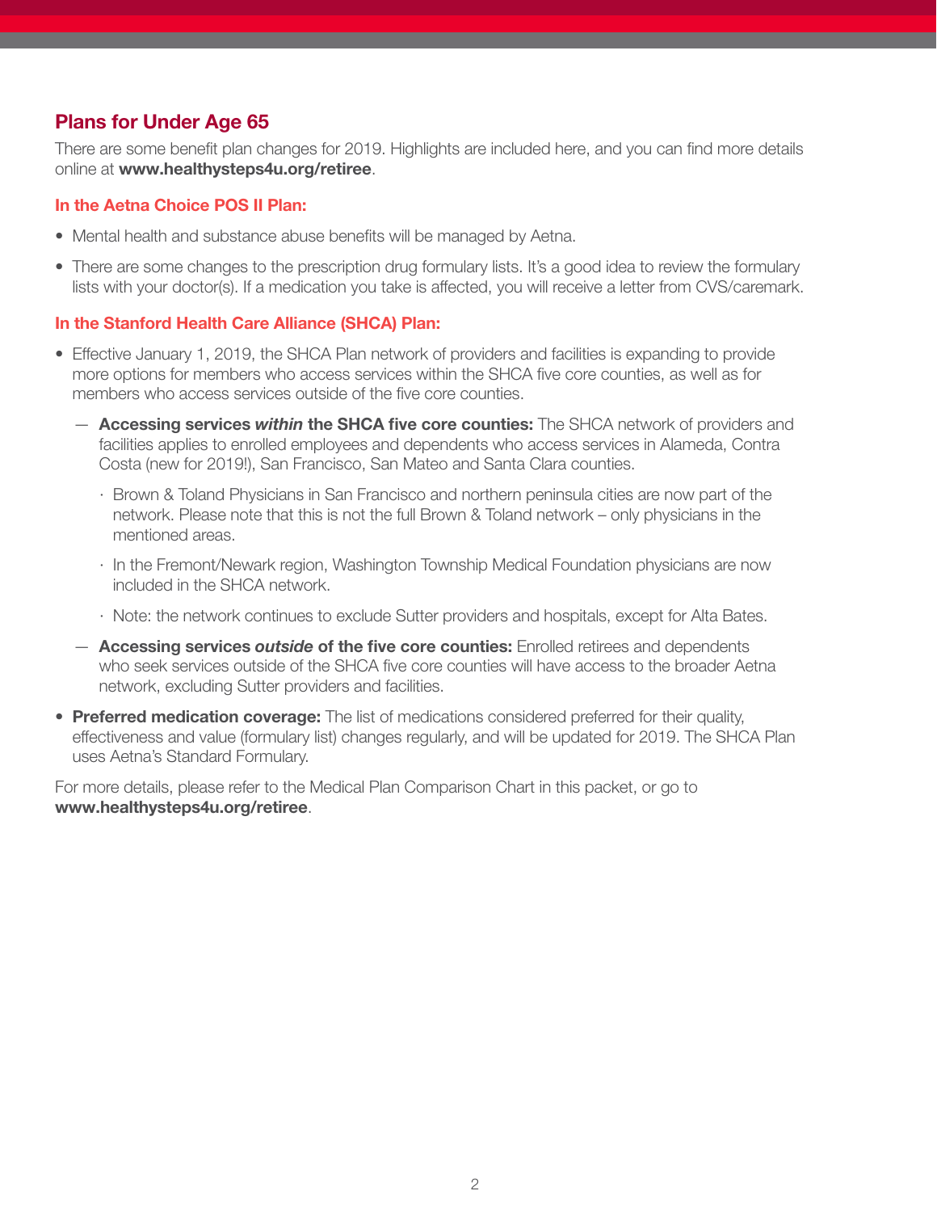## Plans for Under Age 65

There are some benefit plan changes for 2019. Highlights are included here, and you can find more details online at **www.healthysteps4u.org/retiree**.

### In the Aetna Choice POS II Plan:

- Mental health and substance abuse benefits will be managed by Aetna.
- There are some changes to the prescription drug formulary lists. It's a good idea to review the formulary lists with your doctor(s). If a medication you take is affected, you will receive a letter from CVS/caremark.

### In the Stanford Health Care Alliance (SHCA) Plan:

- Effective January 1, 2019, the SHCA Plan network of providers and facilities is expanding to provide more options for members who access services within the SHCA five core counties, as well as for members who access services outside of the five core counties.
  - **Accessing services *within* the SHCA five core counties:** The SHCA network of providers and facilities applies to enrolled employees and dependents who access services in Alameda, Contra Costa (new for 2019!), San Francisco, San Mateo and Santa Clara counties.
    - Brown & Toland Physicians in San Francisco and northern peninsula cities are now part of the network. Please note that this is not the full Brown & Toland network – only physicians in the mentioned areas.
    - In the Fremont/Newark region, Washington Township Medical Foundation physicians are now included in the SHCA network.
    - Note: the network continues to exclude Sutter providers and hospitals, except for Alta Bates.
  - **Accessing services *outside* of the five core counties:** Enrolled retirees and dependents who seek services outside of the SHCA five core counties will have access to the broader Aetna network, excluding Sutter providers and facilities.
- **Preferred medication coverage:** The list of medications considered preferred for their quality, effectiveness and value (formulary list) changes regularly, and will be updated for 2019. The SHCA Plan uses Aetna's Standard Formulary.

For more details, please refer to the Medical Plan Comparison Chart in this packet, or go to **www.healthysteps4u.org/retiree**.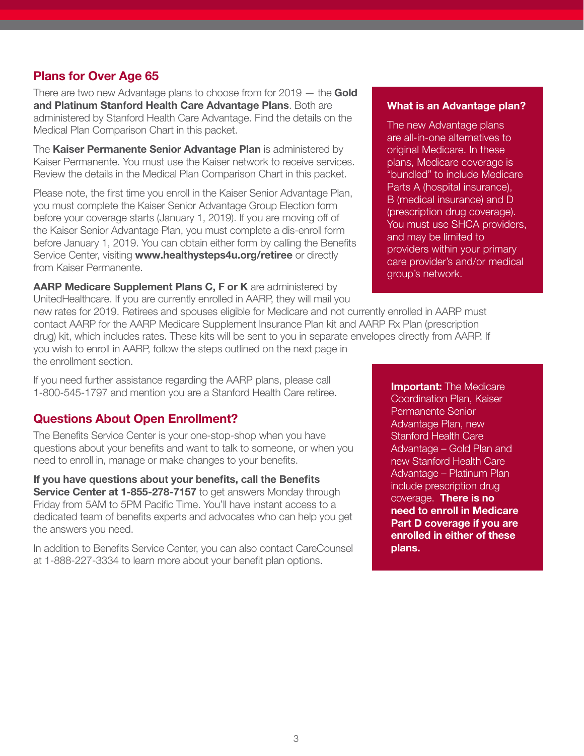## Plans for Over Age 65

There are two new Advantage plans to choose from for 2019 — the **Gold and Platinum Stanford Health Care Advantage Plans**. Both are administered by Stanford Health Care Advantage. Find the details on the Medical Plan Comparison Chart in this packet.

The **Kaiser Permanente Senior Advantage Plan** is administered by Kaiser Permanente. You must use the Kaiser network to receive services. Review the details in the Medical Plan Comparison Chart in this packet.

Please note, the first time you enroll in the Kaiser Senior Advantage Plan, you must complete the Kaiser Senior Advantage Group Election form before your coverage starts (January 1, 2019). If you are moving off of the Kaiser Senior Advantage Plan, you must complete a dis-enroll form before January 1, 2019. You can obtain either form by calling the Benefits Service Center, visiting **www.healthysteps4u.org/retiree** or directly from Kaiser Permanente.

**AARP Medicare Supplement Plans C, F or K** are administered by UnitedHealthcare. If you are currently enrolled in AARP, they will mail you new rates for 2019. Retirees and spouses eligible for Medicare and not currently enrolled in AARP must contact AARP for the AARP Medicare Supplement Insurance Plan kit and AARP Rx Plan (prescription drug) kit, which includes rates. These kits will be sent to you in separate envelopes directly from AARP. If you wish to enroll in AARP, follow the steps outlined on the next page in the enrollment section.

If you need further assistance regarding the AARP plans, please call 1-800-545-1797 and mention you are a Stanford Health Care retiree.

### What is an Advantage plan?

The new Advantage plans are all-in-one alternatives to original Medicare. In these plans, Medicare coverage is "bundled" to include Medicare Parts A (hospital insurance), B (medical insurance) and D (prescription drug coverage). You must use SHCA providers, and may be limited to providers within your primary care provider's and/or medical group's network.

## Questions About Open Enrollment?

The Benefits Service Center is your one-stop-shop when you have questions about your benefits and want to talk to someone, or when you need to enroll in, manage or make changes to your benefits.

**If you have questions about your benefits, call the Benefits Service Center at 1-855-278-7157** to get answers Monday through Friday from 5AM to 5PM Pacific Time. You'll have instant access to a dedicated team of benefits experts and advocates who can help you get the answers you need.

In addition to Benefits Service Center, you can also contact CareCounsel at 1-888-227-3334 to learn more about your benefit plan options.

**Important:** The Medicare Coordination Plan, Kaiser Permanente Senior Advantage Plan, new Stanford Health Care Advantage – Gold Plan and new Stanford Health Care Advantage – Platinum Plan include prescription drug coverage. **There is no need to enroll in Medicare Part D coverage if you are enrolled in either of these plans.**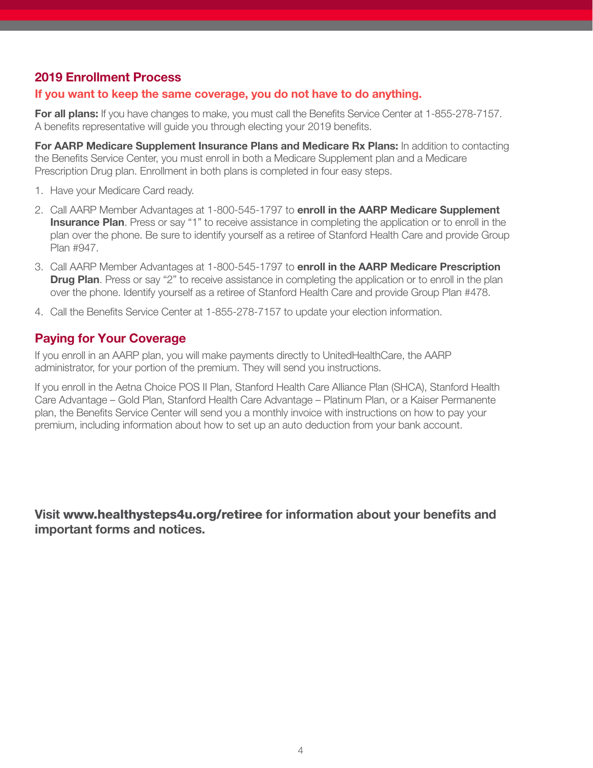## 2019 Enrollment Process

### If you want to keep the same coverage, you do not have to do anything.

**For all plans:** If you have changes to make, you must call the Benefits Service Center at 1-855-278-7157. A benefits representative will guide you through electing your 2019 benefits.

**For AARP Medicare Supplement Insurance Plans and Medicare Rx Plans:** In addition to contacting the Benefits Service Center, you must enroll in both a Medicare Supplement plan and a Medicare Prescription Drug plan. Enrollment in both plans is completed in four easy steps.

1. Have your Medicare Card ready.
2. Call AARP Member Advantages at 1-800-545-1797 to **enroll in the AARP Medicare Supplement Insurance Plan**. Press or say "1" to receive assistance in completing the application or to enroll in the plan over the phone. Be sure to identify yourself as a retiree of Stanford Health Care and provide Group Plan #947.
3. Call AARP Member Advantages at 1-800-545-1797 to **enroll in the AARP Medicare Prescription Drug Plan**. Press or say "2" to receive assistance in completing the application or to enroll in the plan over the phone. Identify yourself as a retiree of Stanford Health Care and provide Group Plan #478.
4. Call the Benefits Service Center at 1-855-278-7157 to update your election information.

## Paying for Your Coverage

If you enroll in an AARP plan, you will make payments directly to UnitedHealthCare, the AARP administrator, for your portion of the premium. They will send you instructions.

If you enroll in the Aetna Choice POS II Plan, Stanford Health Care Alliance Plan (SHCA), Stanford Health Care Advantage – Gold Plan, Stanford Health Care Advantage – Platinum Plan, or a Kaiser Permanente plan, the Benefits Service Center will send you a monthly invoice with instructions on how to pay your premium, including information about how to set up an auto deduction from your bank account.

**Visit www.healthysteps4u.org/retiree for information about your benefits and important forms and notices.**